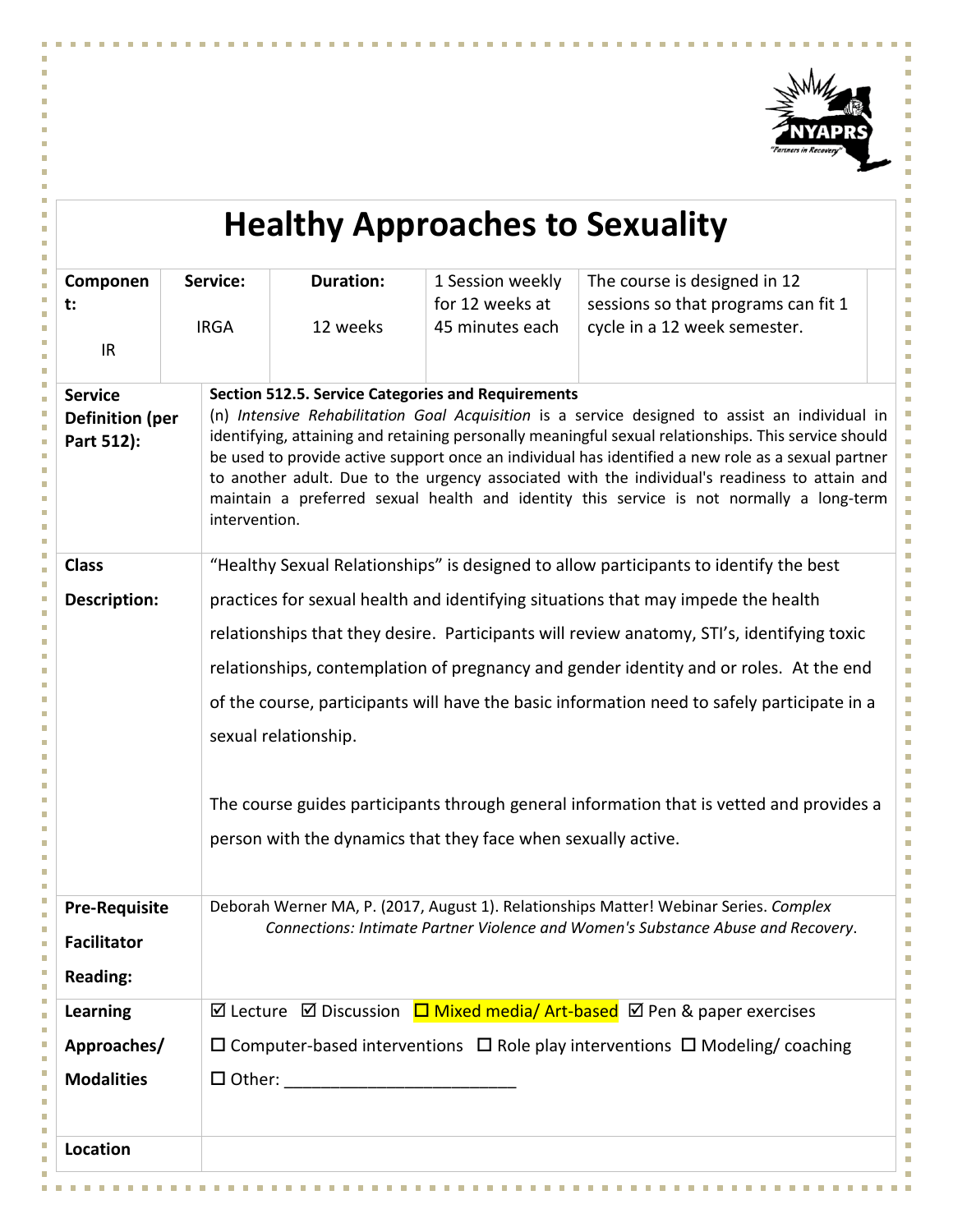# Healthy Approaches to Sexuality

| Component: IR | Service: IRGA | Duration: 12 weeks | 1 Session weekly for 12 weeks at 45 minutes each | The course is designed in 12 sessions so that programs can fit 1 cycle in a 12 week semester. |
|---|---|---|---|---|

| | |
|---|---|
| **Service Definition (per Part 512):** | **Section 512.5. Service Categories and Requirements**<br>(n) *Intensive Rehabilitation Goal Acquisition* is a service designed to assist an individual in identifying, attaining and retaining personally meaningful sexual relationships. This service should be used to provide active support once an individual has identified a new role as a sexual partner to another adult. Due to the urgency associated with the individual's readiness to attain and maintain a preferred sexual health and identity this service is not normally a long-term intervention. |
| **Class Description:** | "Healthy Sexual Relationships" is designed to allow participants to identify the best practices for sexual health and identifying situations that may impede the health relationships that they desire. Participants will review anatomy, STI's, identifying toxic relationships, contemplation of pregnancy and gender identity and or roles. At the end of the course, participants will have the basic information need to safely participate in a sexual relationship.<br><br>The course guides participants through general information that is vetted and provides a person with the dynamics that they face when sexually active. |
| **Pre-Requisite Facilitator Reading:** | Deborah Werner MA, P. (2017, August 1). Relationships Matter! Webinar Series. *Complex Connections: Intimate Partner Violence and Women's Substance Abuse and Recovery*. |
| **Learning Approaches/ Modalities** | ☑ Lecture ☑ Discussion ☐ Mixed media/ Art-based ☑ Pen & paper exercises<br>☐ Computer-based interventions ☐ Role play interventions ☐ Modeling/ coaching<br>☐ Other: ________________________ |
| **Location** | |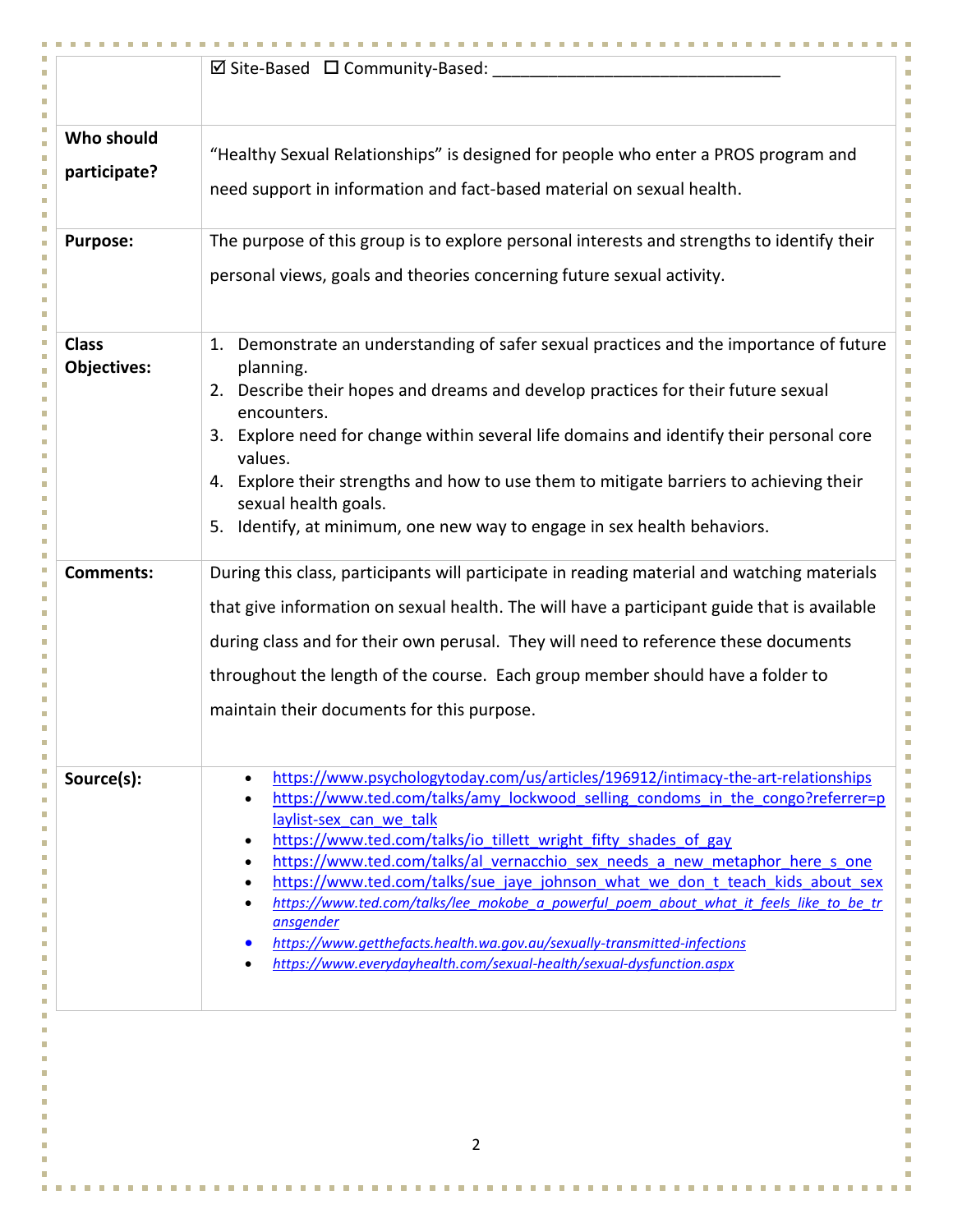|  |  |
|---|---|
|  | ☑ Site-Based ☐ Community-Based: _______________________________ |
| **Who should participate?** | "Healthy Sexual Relationships" is designed for people who enter a PROS program and need support in information and fact-based material on sexual health. |
| **Purpose:** | The purpose of this group is to explore personal interests and strengths to identify their personal views, goals and theories concerning future sexual activity. |
| **Class Objectives:** | 1. Demonstrate an understanding of safer sexual practices and the importance of future planning.<br>2. Describe their hopes and dreams and develop practices for their future sexual encounters.<br>3. Explore need for change within several life domains and identify their personal core values.<br>4. Explore their strengths and how to use them to mitigate barriers to achieving their sexual health goals.<br>5. Identify, at minimum, one new way to engage in sex health behaviors. |
| **Comments:** | During this class, participants will participate in reading material and watching materials that give information on sexual health. The will have a participant guide that is available during class and for their own perusal. They will need to reference these documents throughout the length of the course. Each group member should have a folder to maintain their documents for this purpose. |
| **Source(s):** | • https://www.psychologytoday.com/us/articles/196912/intimacy-the-art-relationships<br>• https://www.ted.com/talks/amy_lockwood_selling_condoms_in_the_congo?referrer=playlist-sex_can_we_talk<br>• https://www.ted.com/talks/io_tillett_wright_fifty_shades_of_gay<br>• https://www.ted.com/talks/al_vernacchio_sex_needs_a_new_metaphor_here_s_one<br>• https://www.ted.com/talks/sue_jaye_johnson_what_we_don_t_teach_kids_about_sex<br>• *https://www.ted.com/talks/lee_mokobe_a_powerful_poem_about_what_it_feels_like_to_be_transgender*<br>• *https://www.getthefacts.health.wa.gov.au/sexually-transmitted-infections*<br>• *https://www.everydayhealth.com/sexual-health/sexual-dysfunction.aspx* |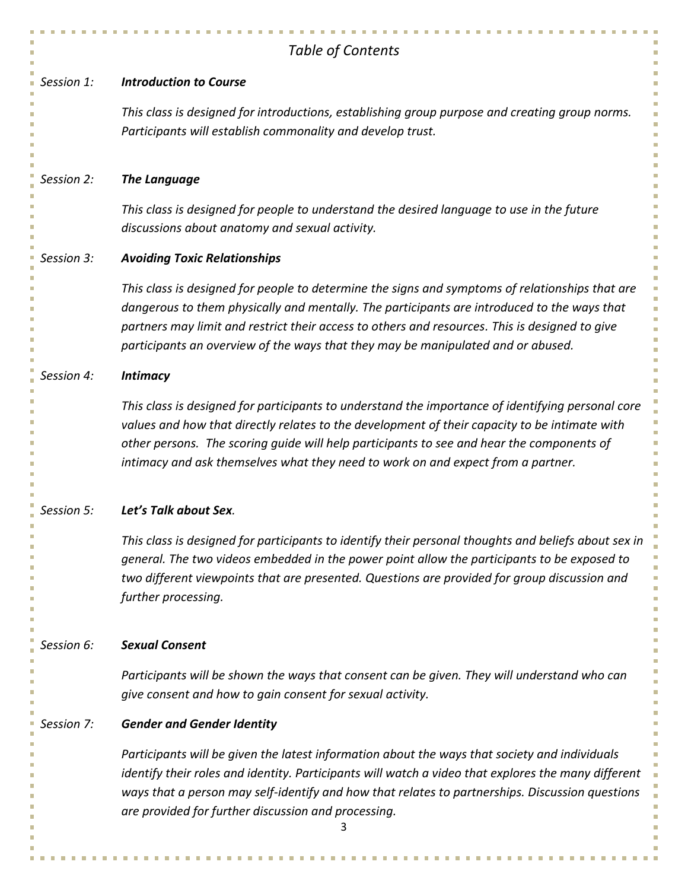# *Table of Contents*

*Session 1:* ***Introduction to Course***

*This class is designed for introductions, establishing group purpose and creating group norms. Participants will establish commonality and develop trust.*

*Session 2:* ***The Language***

*This class is designed for people to understand the desired language to use in the future discussions about anatomy and sexual activity.*

*Session 3:* ***Avoiding Toxic Relationships***

*This class is designed for people to determine the signs and symptoms of relationships that are dangerous to them physically and mentally. The participants are introduced to the ways that partners may limit and restrict their access to others and resources. This is designed to give participants an overview of the ways that they may be manipulated and or abused.*

*Session 4:* ***Intimacy***

*This class is designed for participants to understand the importance of identifying personal core values and how that directly relates to the development of their capacity to be intimate with other persons. The scoring guide will help participants to see and hear the components of intimacy and ask themselves what they need to work on and expect from a partner.*

*Session 5:* ***Let's Talk about Sex****.*

*This class is designed for participants to identify their personal thoughts and beliefs about sex in general. The two videos embedded in the power point allow the participants to be exposed to two different viewpoints that are presented. Questions are provided for group discussion and further processing.*

*Session 6:* ***Sexual Consent***

*Participants will be shown the ways that consent can be given. They will understand who can give consent and how to gain consent for sexual activity.*

*Session 7:* ***Gender and Gender Identity***

*Participants will be given the latest information about the ways that society and individuals identify their roles and identity. Participants will watch a video that explores the many different ways that a person may self-identify and how that relates to partnerships. Discussion questions are provided for further discussion and processing.*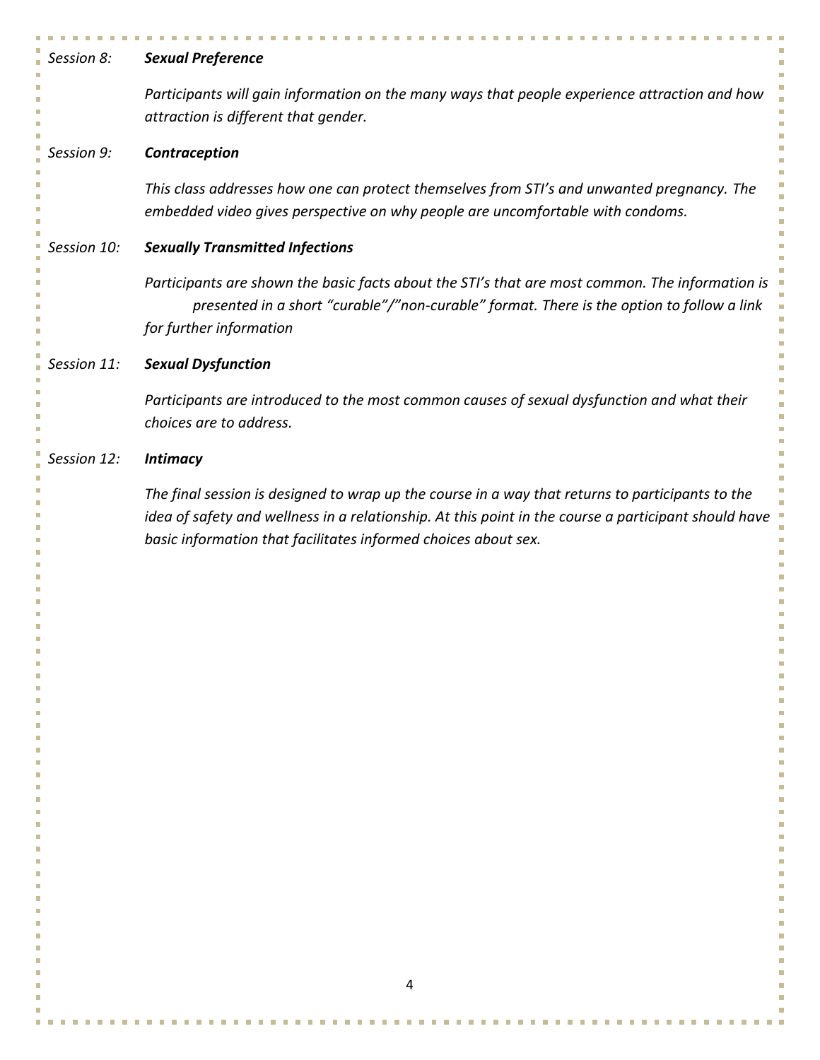*Session 8:* ***Sexual Preference***

*Participants will gain information on the many ways that people experience attraction and how attraction is different that gender.*

*Session 9:* ***Contraception***

*This class addresses how one can protect themselves from STI's and unwanted pregnancy. The embedded video gives perspective on why people are uncomfortable with condoms.*

*Session 10:* ***Sexually Transmitted Infections***

*Participants are shown the basic facts about the STI's that are most common. The information is presented in a short "curable"/"non-curable" format. There is the option to follow a link for further information*

*Session 11:* ***Sexual Dysfunction***

*Participants are introduced to the most common causes of sexual dysfunction and what their choices are to address.*

*Session 12:* ***Intimacy***

*The final session is designed to wrap up the course in a way that returns to participants to the idea of safety and wellness in a relationship. At this point in the course a participant should have basic information that facilitates informed choices about sex.*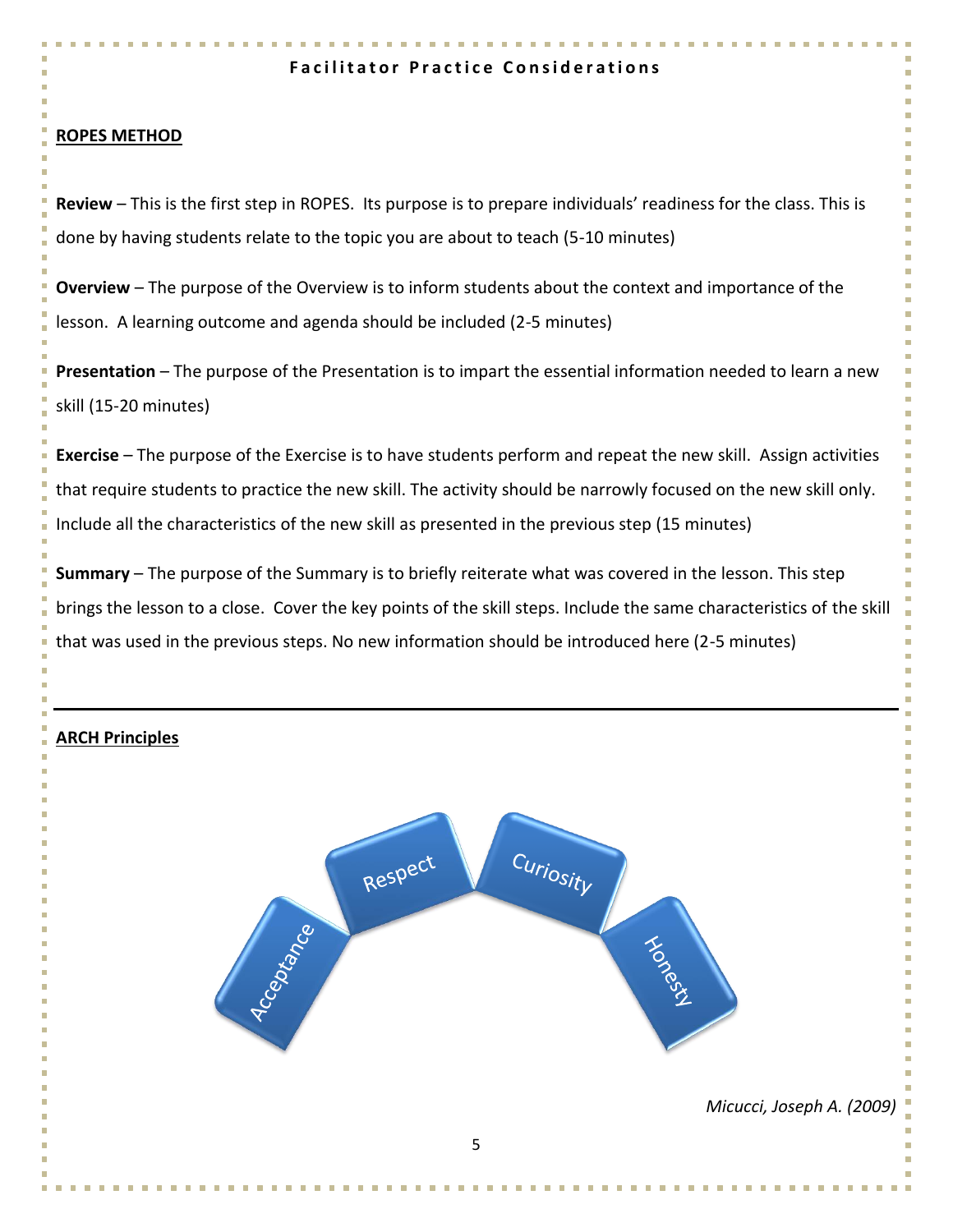## Facilitator Practice Considerations

### ROPES METHOD

**Review** – This is the first step in ROPES. Its purpose is to prepare individuals' readiness for the class. This is done by having students relate to the topic you are about to teach (5-10 minutes)

**Overview** – The purpose of the Overview is to inform students about the context and importance of the lesson. A learning outcome and agenda should be included (2-5 minutes)

**Presentation** – The purpose of the Presentation is to impart the essential information needed to learn a new skill (15-20 minutes)

**Exercise** – The purpose of the Exercise is to have students perform and repeat the new skill. Assign activities that require students to practice the new skill. The activity should be narrowly focused on the new skill only. Include all the characteristics of the new skill as presented in the previous step (15 minutes)

**Summary** – The purpose of the Summary is to briefly reiterate what was covered in the lesson. This step brings the lesson to a close. Cover the key points of the skill steps. Include the same characteristics of the skill that was used in the previous steps. No new information should be introduced here (2-5 minutes)

---

### ARCH Principles

Acceptance – Respect – Curiosity – Honesty

*Micucci, Joseph A. (2009)*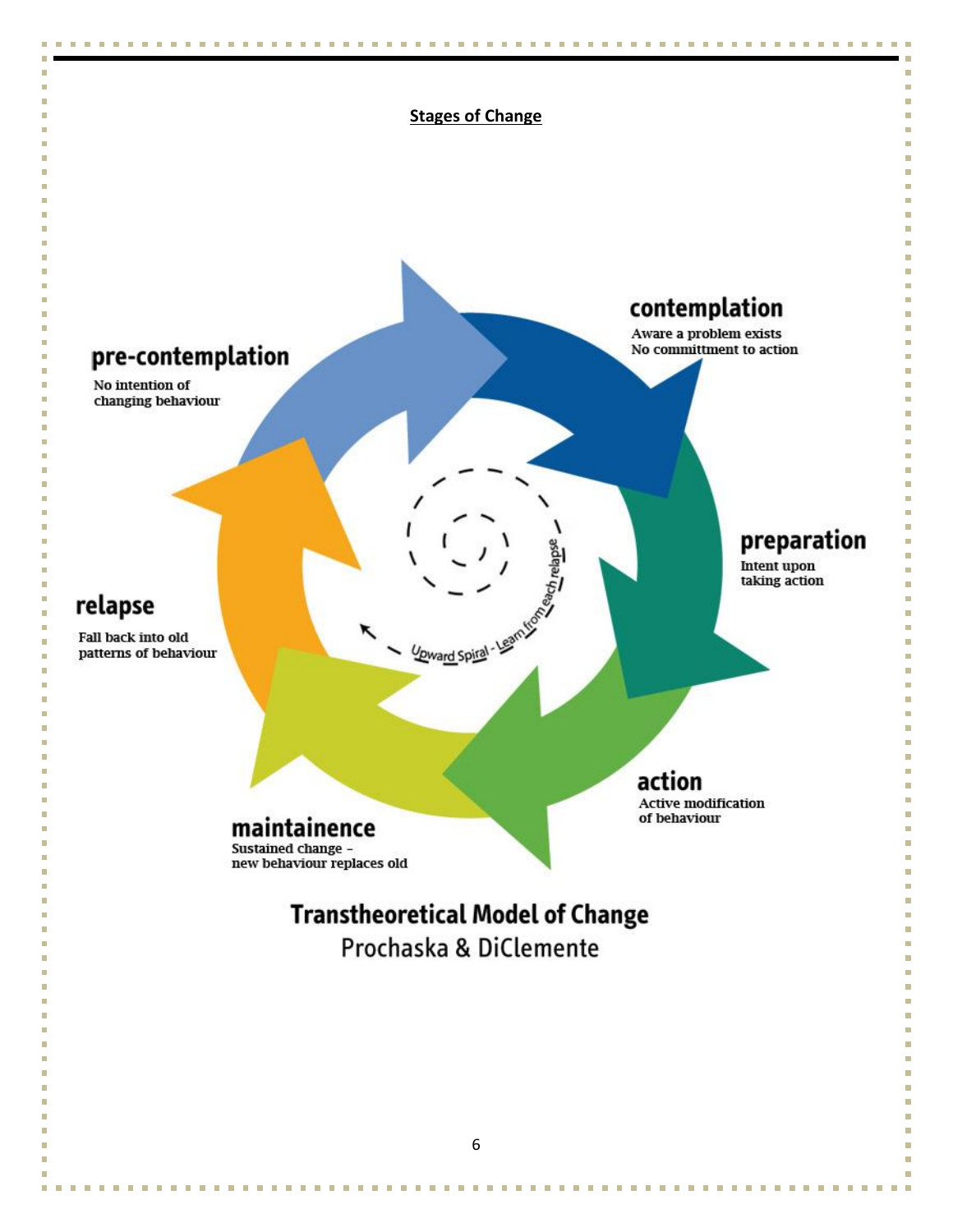## Stages of Change

pre-contemplation

No intention of changing behaviour

contemplation

Aware a problem exists
No committment to action

preparation

Intent upon taking action

action

Active modification of behaviour

maintainence

Sustained change – new behaviour replaces old

relapse

Fall back into old patterns of behaviour

Upward Spiral - Learn from each relapse

**Transtheoretical Model of Change**

Prochaska & DiClemente